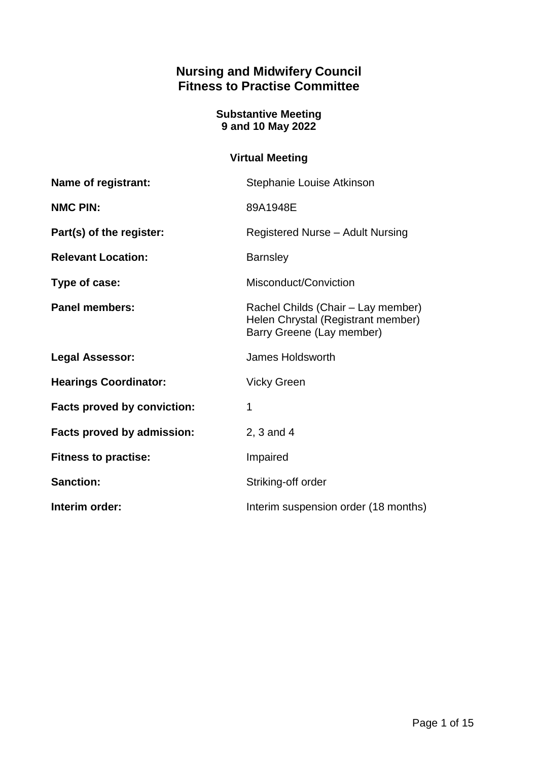# Nursing and Midwifery Council
# Fitness to Practise Committee

**Substantive Meeting**
**9 and 10 May 2022**

**Virtual Meeting**

| | |
|---|---|
| **Name of registrant:** | Stephanie Louise Atkinson |
| **NMC PIN:** | 89A1948E |
| **Part(s) of the register:** | Registered Nurse – Adult Nursing |
| **Relevant Location:** | Barnsley |
| **Type of case:** | Misconduct/Conviction |
| **Panel members:** | Rachel Childs (Chair – Lay member)<br>Helen Chrystal (Registrant member)<br>Barry Greene (Lay member) |
| **Legal Assessor:** | James Holdsworth |
| **Hearings Coordinator:** | Vicky Green |
| **Facts proved by conviction:** | 1 |
| **Facts proved by admission:** | 2, 3 and 4 |
| **Fitness to practise:** | Impaired |
| **Sanction:** | Striking-off order |
| **Interim order:** | Interim suspension order (18 months) |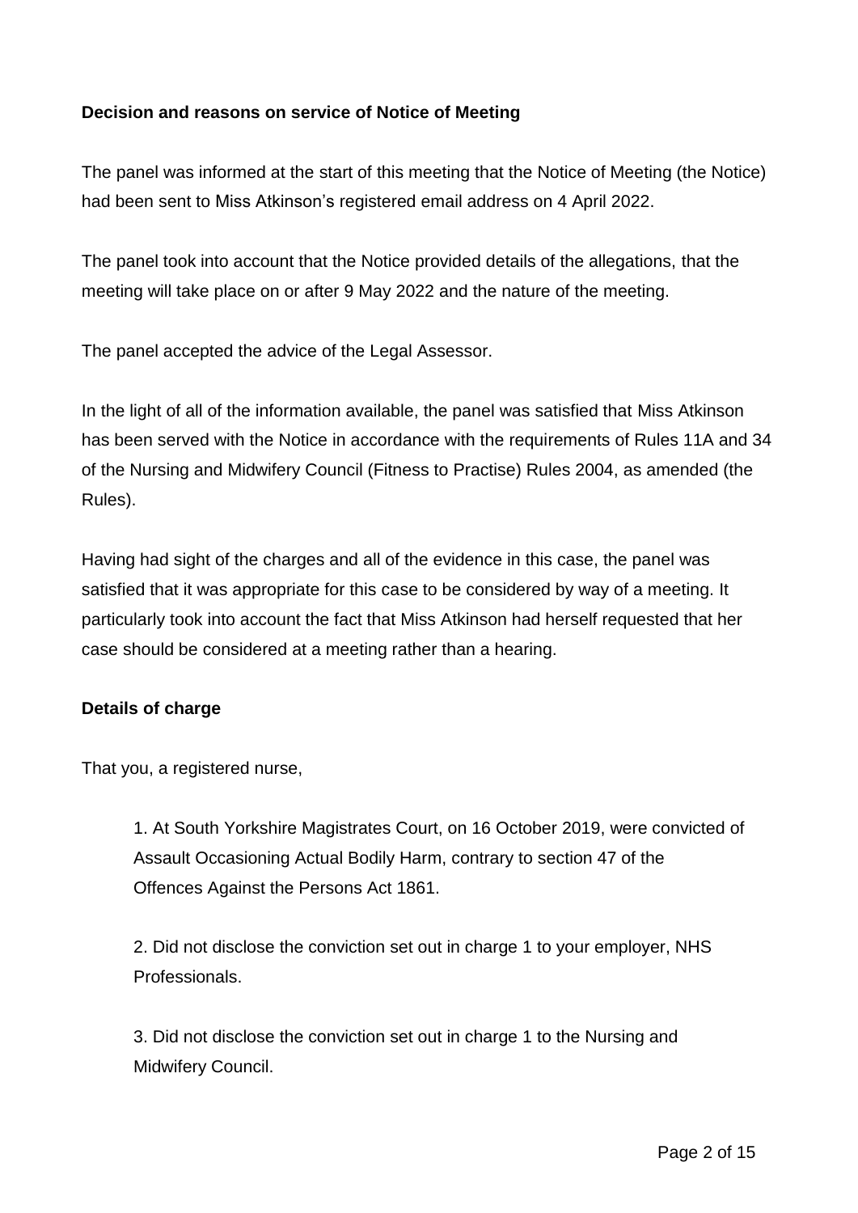**Decision and reasons on service of Notice of Meeting**

The panel was informed at the start of this meeting that the Notice of Meeting (the Notice) had been sent to Miss Atkinson's registered email address on 4 April 2022.

The panel took into account that the Notice provided details of the allegations, that the meeting will take place on or after 9 May 2022 and the nature of the meeting.

The panel accepted the advice of the Legal Assessor.

In the light of all of the information available, the panel was satisfied that Miss Atkinson has been served with the Notice in accordance with the requirements of Rules 11A and 34 of the Nursing and Midwifery Council (Fitness to Practise) Rules 2004, as amended (the Rules).

Having had sight of the charges and all of the evidence in this case, the panel was satisfied that it was appropriate for this case to be considered by way of a meeting. It particularly took into account the fact that Miss Atkinson had herself requested that her case should be considered at a meeting rather than a hearing.

**Details of charge**

That you, a registered nurse,

1. At South Yorkshire Magistrates Court, on 16 October 2019, were convicted of Assault Occasioning Actual Bodily Harm, contrary to section 47 of the Offences Against the Persons Act 1861.

2. Did not disclose the conviction set out in charge 1 to your employer, NHS Professionals.

3. Did not disclose the conviction set out in charge 1 to the Nursing and Midwifery Council.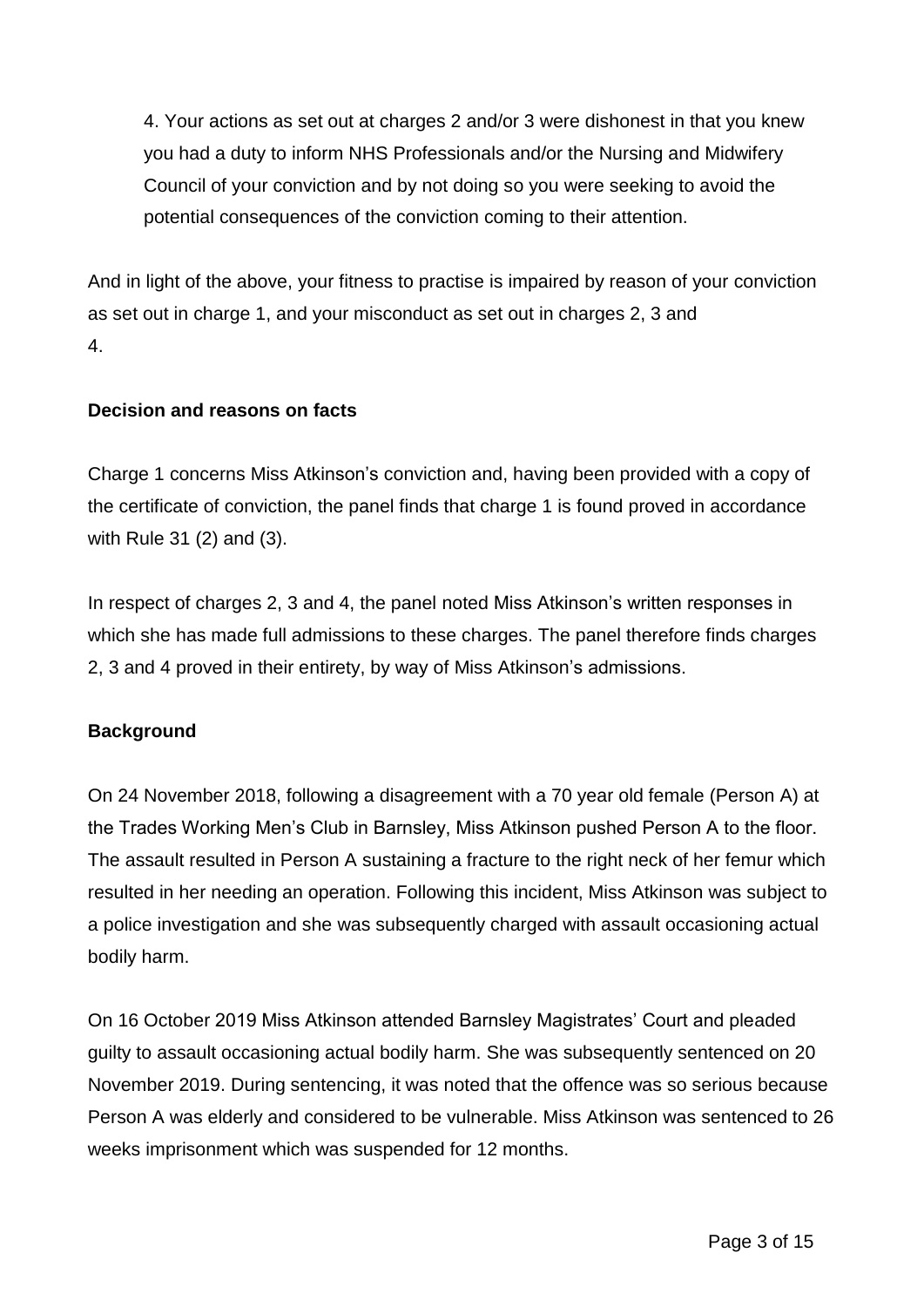4. Your actions as set out at charges 2 and/or 3 were dishonest in that you knew you had a duty to inform NHS Professionals and/or the Nursing and Midwifery Council of your conviction and by not doing so you were seeking to avoid the potential consequences of the conviction coming to their attention.

And in light of the above, your fitness to practise is impaired by reason of your conviction as set out in charge 1, and your misconduct as set out in charges 2, 3 and 4.

**Decision and reasons on facts**

Charge 1 concerns Miss Atkinson's conviction and, having been provided with a copy of the certificate of conviction, the panel finds that charge 1 is found proved in accordance with Rule 31 (2) and (3).

In respect of charges 2, 3 and 4, the panel noted Miss Atkinson's written responses in which she has made full admissions to these charges. The panel therefore finds charges 2, 3 and 4 proved in their entirety, by way of Miss Atkinson's admissions.

**Background**

On 24 November 2018, following a disagreement with a 70 year old female (Person A) at the Trades Working Men's Club in Barnsley, Miss Atkinson pushed Person A to the floor. The assault resulted in Person A sustaining a fracture to the right neck of her femur which resulted in her needing an operation. Following this incident, Miss Atkinson was subject to a police investigation and she was subsequently charged with assault occasioning actual bodily harm.

On 16 October 2019 Miss Atkinson attended Barnsley Magistrates' Court and pleaded guilty to assault occasioning actual bodily harm. She was subsequently sentenced on 20 November 2019. During sentencing, it was noted that the offence was so serious because Person A was elderly and considered to be vulnerable. Miss Atkinson was sentenced to 26 weeks imprisonment which was suspended for 12 months.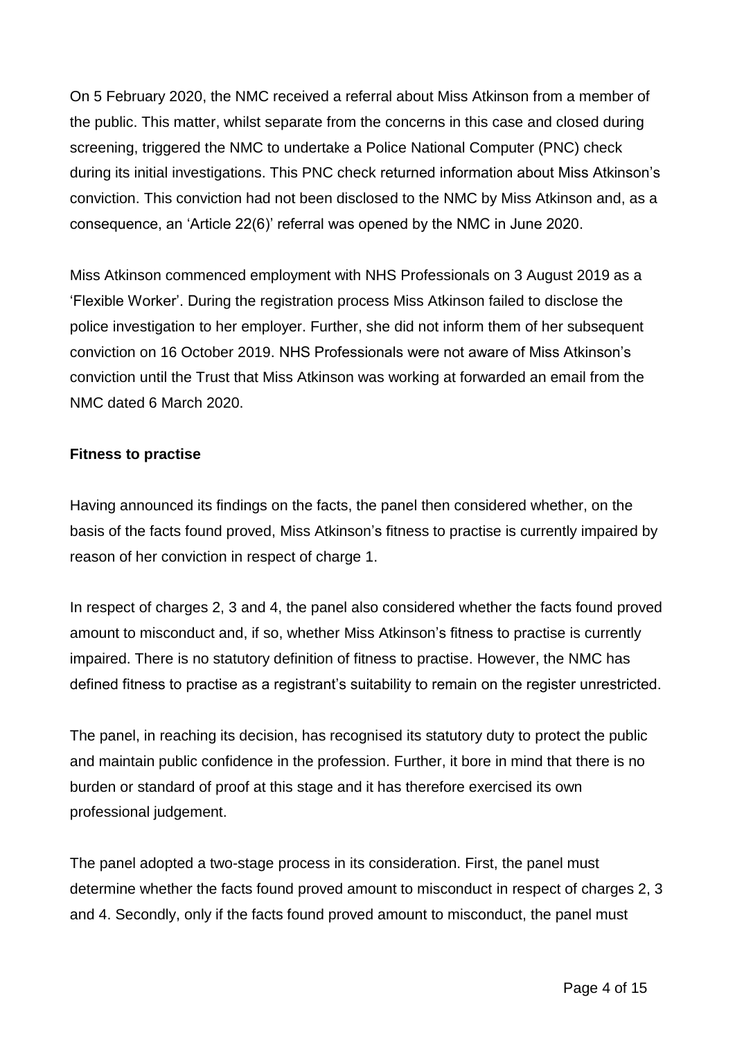On 5 February 2020, the NMC received a referral about Miss Atkinson from a member of the public. This matter, whilst separate from the concerns in this case and closed during screening, triggered the NMC to undertake a Police National Computer (PNC) check during its initial investigations. This PNC check returned information about Miss Atkinson's conviction. This conviction had not been disclosed to the NMC by Miss Atkinson and, as a consequence, an 'Article 22(6)' referral was opened by the NMC in June 2020.

Miss Atkinson commenced employment with NHS Professionals on 3 August 2019 as a 'Flexible Worker'. During the registration process Miss Atkinson failed to disclose the police investigation to her employer. Further, she did not inform them of her subsequent conviction on 16 October 2019. NHS Professionals were not aware of Miss Atkinson's conviction until the Trust that Miss Atkinson was working at forwarded an email from the NMC dated 6 March 2020.

**Fitness to practise**

Having announced its findings on the facts, the panel then considered whether, on the basis of the facts found proved, Miss Atkinson's fitness to practise is currently impaired by reason of her conviction in respect of charge 1.

In respect of charges 2, 3 and 4, the panel also considered whether the facts found proved amount to misconduct and, if so, whether Miss Atkinson's fitness to practise is currently impaired. There is no statutory definition of fitness to practise. However, the NMC has defined fitness to practise as a registrant's suitability to remain on the register unrestricted.

The panel, in reaching its decision, has recognised its statutory duty to protect the public and maintain public confidence in the profession. Further, it bore in mind that there is no burden or standard of proof at this stage and it has therefore exercised its own professional judgement.

The panel adopted a two-stage process in its consideration. First, the panel must determine whether the facts found proved amount to misconduct in respect of charges 2, 3 and 4. Secondly, only if the facts found proved amount to misconduct, the panel must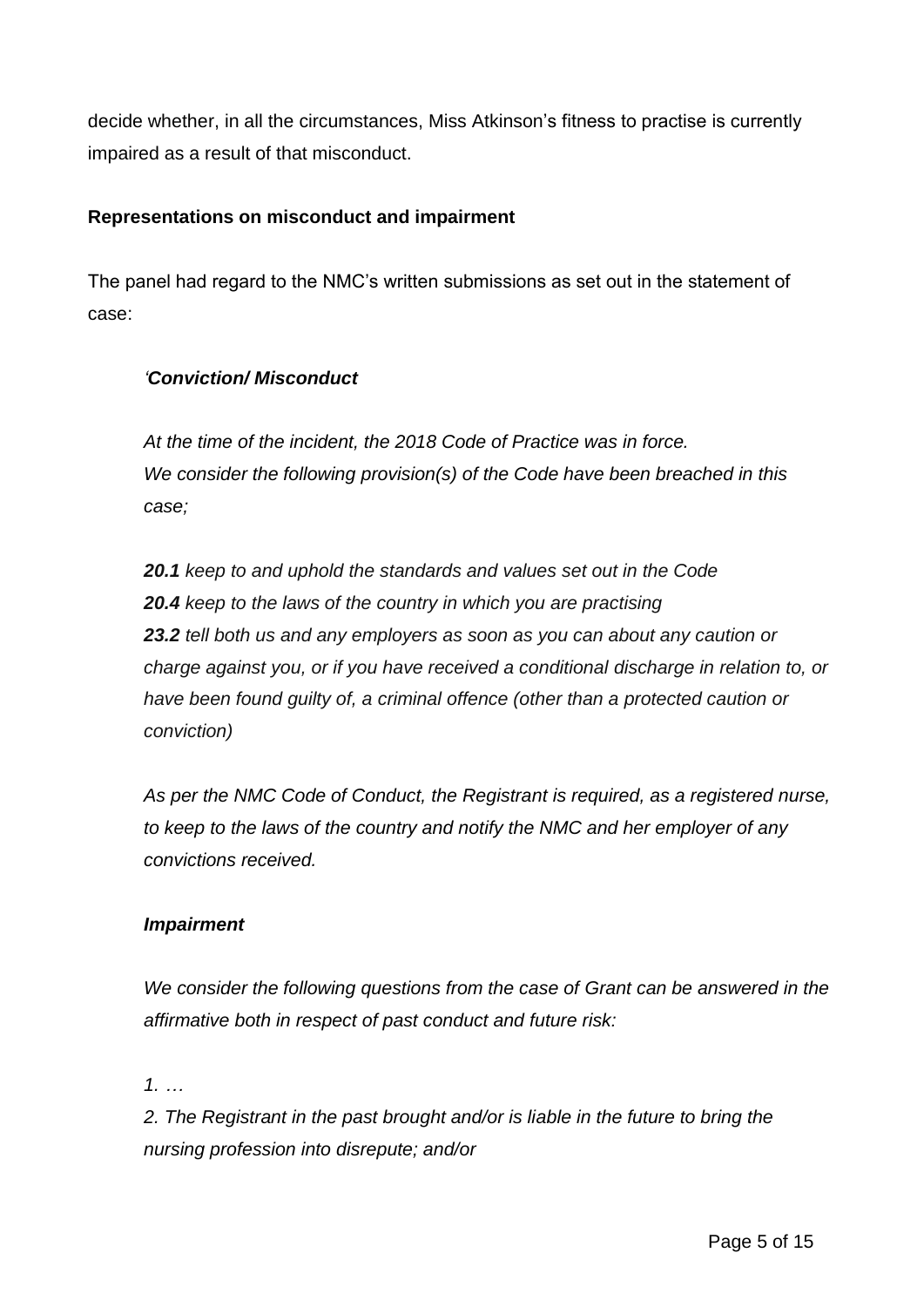decide whether, in all the circumstances, Miss Atkinson's fitness to practise is currently impaired as a result of that misconduct.

**Representations on misconduct and impairment**

The panel had regard to the NMC's written submissions as set out in the statement of case:

> *'**Conviction/ Misconduct***
>
> *At the time of the incident, the 2018 Code of Practice was in force. We consider the following provision(s) of the Code have been breached in this case;*
>
> ***20.1** keep to and uphold the standards and values set out in the Code*
> ***20.4** keep to the laws of the country in which you are practising*
> ***23.2** tell both us and any employers as soon as you can about any caution or charge against you, or if you have received a conditional discharge in relation to, or have been found guilty of, a criminal offence (other than a protected caution or conviction)*
>
> *As per the NMC Code of Conduct, the Registrant is required, as a registered nurse, to keep to the laws of the country and notify the NMC and her employer of any convictions received.*
>
> ***Impairment***
>
> *We consider the following questions from the case of Grant can be answered in the affirmative both in respect of past conduct and future risk:*
>
> *1. …*
> *2. The Registrant in the past brought and/or is liable in the future to bring the nursing profession into disrepute; and/or*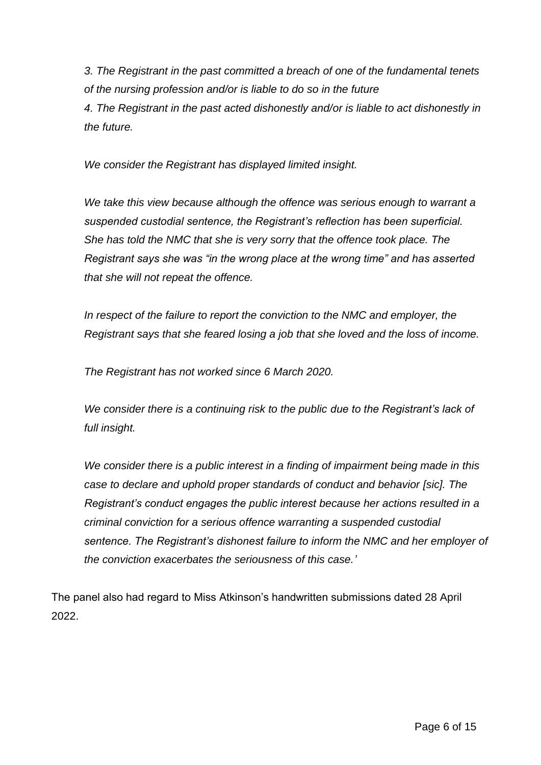*3. The Registrant in the past committed a breach of one of the fundamental tenets of the nursing profession and/or is liable to do so in the future*
*4. The Registrant in the past acted dishonestly and/or is liable to act dishonestly in the future.*

*We consider the Registrant has displayed limited insight.*

*We take this view because although the offence was serious enough to warrant a suspended custodial sentence, the Registrant's reflection has been superficial. She has told the NMC that she is very sorry that the offence took place. The Registrant says she was "in the wrong place at the wrong time" and has asserted that she will not repeat the offence.*

*In respect of the failure to report the conviction to the NMC and employer, the Registrant says that she feared losing a job that she loved and the loss of income.*

*The Registrant has not worked since 6 March 2020.*

*We consider there is a continuing risk to the public due to the Registrant's lack of full insight.*

*We consider there is a public interest in a finding of impairment being made in this case to declare and uphold proper standards of conduct and behavior [sic]. The Registrant's conduct engages the public interest because her actions resulted in a criminal conviction for a serious offence warranting a suspended custodial sentence. The Registrant's dishonest failure to inform the NMC and her employer of the conviction exacerbates the seriousness of this case.'*

The panel also had regard to Miss Atkinson's handwritten submissions dated 28 April 2022.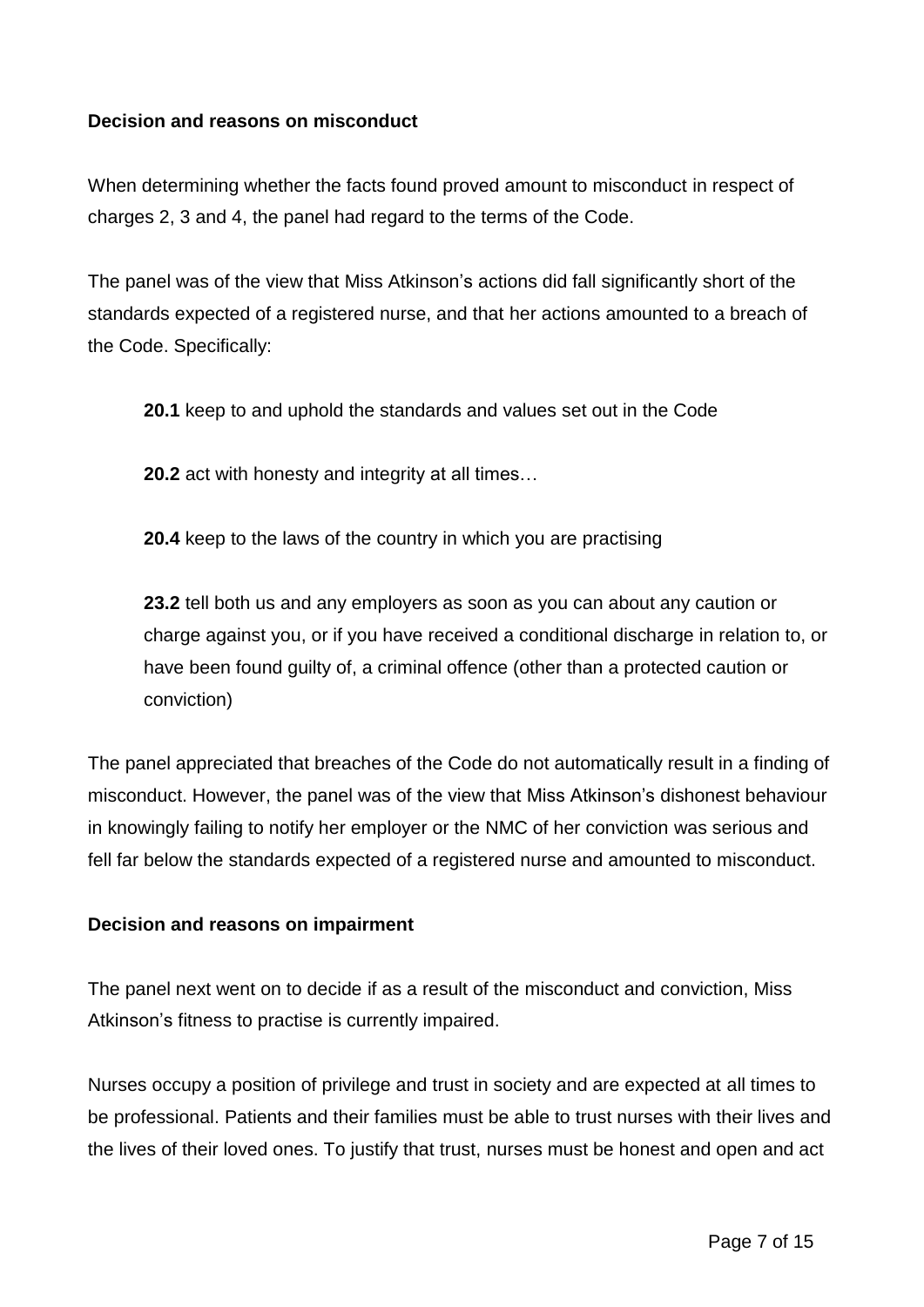**Decision and reasons on misconduct**

When determining whether the facts found proved amount to misconduct in respect of charges 2, 3 and 4, the panel had regard to the terms of the Code.

The panel was of the view that Miss Atkinson's actions did fall significantly short of the standards expected of a registered nurse, and that her actions amounted to a breach of the Code. Specifically:

> **20.1** keep to and uphold the standards and values set out in the Code
>
> **20.2** act with honesty and integrity at all times…
>
> **20.4** keep to the laws of the country in which you are practising
>
> **23.2** tell both us and any employers as soon as you can about any caution or charge against you, or if you have received a conditional discharge in relation to, or have been found guilty of, a criminal offence (other than a protected caution or conviction)

The panel appreciated that breaches of the Code do not automatically result in a finding of misconduct. However, the panel was of the view that Miss Atkinson's dishonest behaviour in knowingly failing to notify her employer or the NMC of her conviction was serious and fell far below the standards expected of a registered nurse and amounted to misconduct.

**Decision and reasons on impairment**

The panel next went on to decide if as a result of the misconduct and conviction, Miss Atkinson's fitness to practise is currently impaired.

Nurses occupy a position of privilege and trust in society and are expected at all times to be professional. Patients and their families must be able to trust nurses with their lives and the lives of their loved ones. To justify that trust, nurses must be honest and open and act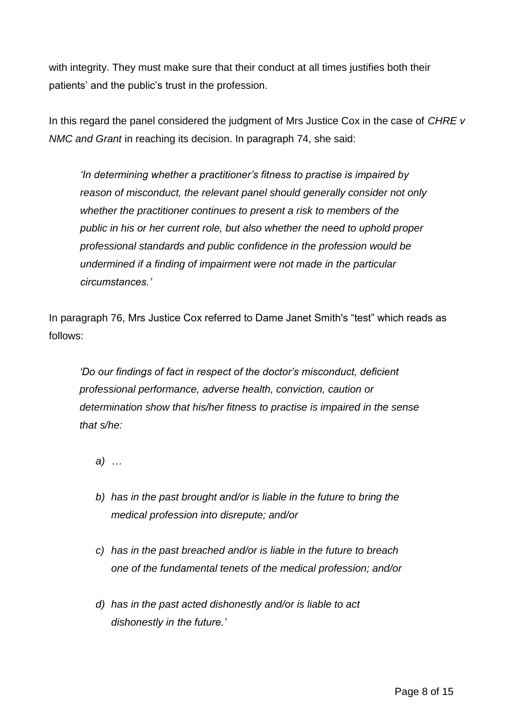with integrity. They must make sure that their conduct at all times justifies both their patients' and the public's trust in the profession.

In this regard the panel considered the judgment of Mrs Justice Cox in the case of *CHRE v NMC and Grant* in reaching its decision. In paragraph 74, she said:

> *'In determining whether a practitioner's fitness to practise is impaired by reason of misconduct, the relevant panel should generally consider not only whether the practitioner continues to present a risk to members of the public in his or her current role, but also whether the need to uphold proper professional standards and public confidence in the profession would be undermined if a finding of impairment were not made in the particular circumstances.'*

In paragraph 76, Mrs Justice Cox referred to Dame Janet Smith's "test" which reads as follows:

> *'Do our findings of fact in respect of the doctor's misconduct, deficient professional performance, adverse health, conviction, caution or determination show that his/her fitness to practise is impaired in the sense that s/he:*
>
> *a) …*
>
> *b) has in the past brought and/or is liable in the future to bring the medical profession into disrepute; and/or*
>
> *c) has in the past breached and/or is liable in the future to breach one of the fundamental tenets of the medical profession; and/or*
>
> *d) has in the past acted dishonestly and/or is liable to act dishonestly in the future.'*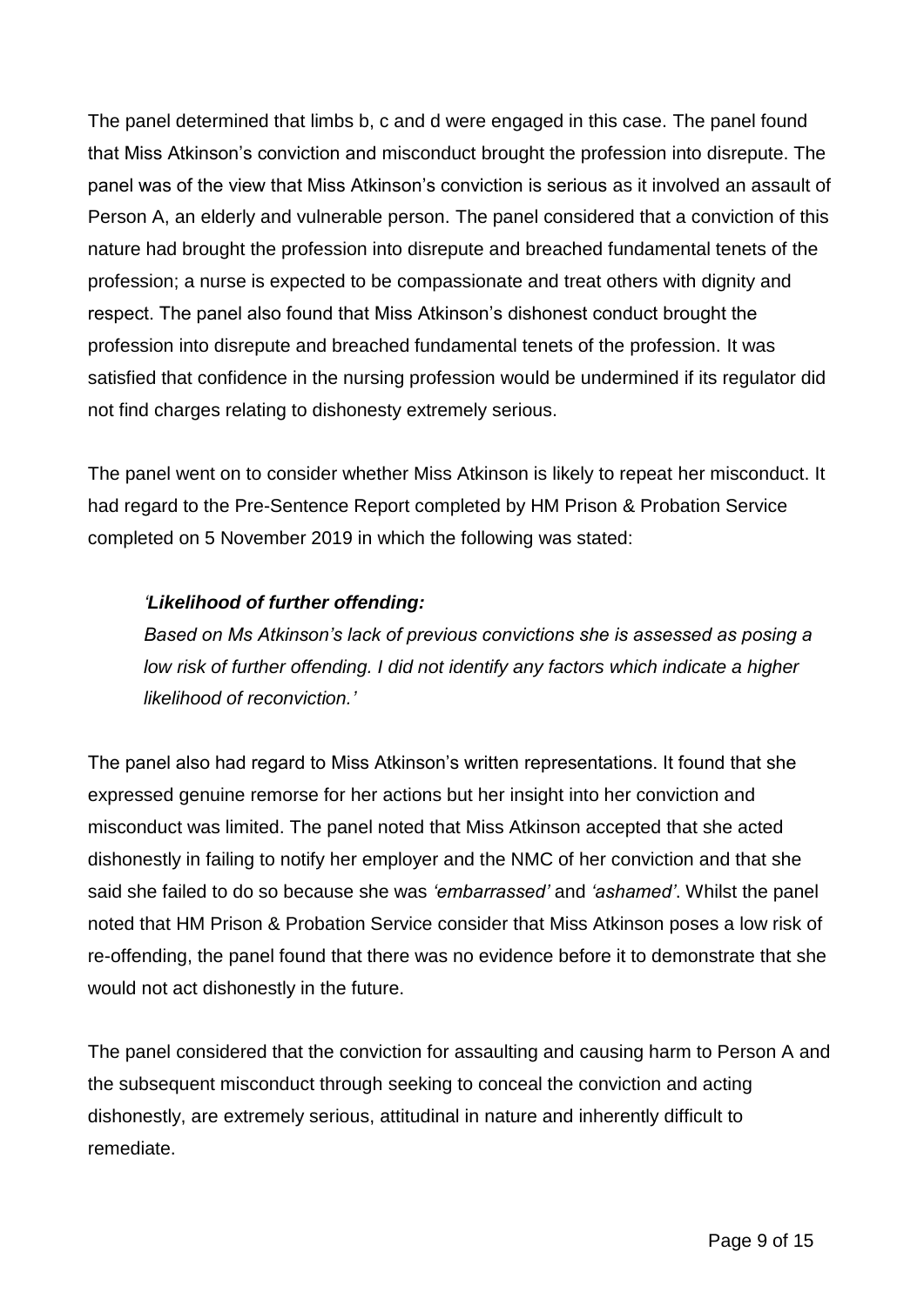The panel determined that limbs b, c and d were engaged in this case. The panel found that Miss Atkinson's conviction and misconduct brought the profession into disrepute. The panel was of the view that Miss Atkinson's conviction is serious as it involved an assault of Person A, an elderly and vulnerable person. The panel considered that a conviction of this nature had brought the profession into disrepute and breached fundamental tenets of the profession; a nurse is expected to be compassionate and treat others with dignity and respect. The panel also found that Miss Atkinson's dishonest conduct brought the profession into disrepute and breached fundamental tenets of the profession. It was satisfied that confidence in the nursing profession would be undermined if its regulator did not find charges relating to dishonesty extremely serious.

The panel went on to consider whether Miss Atkinson is likely to repeat her misconduct. It had regard to the Pre-Sentence Report completed by HM Prison & Probation Service completed on 5 November 2019 in which the following was stated:

> *'**Likelihood of further offending:***
> *Based on Ms Atkinson's lack of previous convictions she is assessed as posing a low risk of further offending. I did not identify any factors which indicate a higher likelihood of reconviction.'*

The panel also had regard to Miss Atkinson's written representations. It found that she expressed genuine remorse for her actions but her insight into her conviction and misconduct was limited. The panel noted that Miss Atkinson accepted that she acted dishonestly in failing to notify her employer and the NMC of her conviction and that she said she failed to do so because she was *'embarrassed'* and *'ashamed'*. Whilst the panel noted that HM Prison & Probation Service consider that Miss Atkinson poses a low risk of re-offending, the panel found that there was no evidence before it to demonstrate that she would not act dishonestly in the future.

The panel considered that the conviction for assaulting and causing harm to Person A and the subsequent misconduct through seeking to conceal the conviction and acting dishonestly, are extremely serious, attitudinal in nature and inherently difficult to remediate.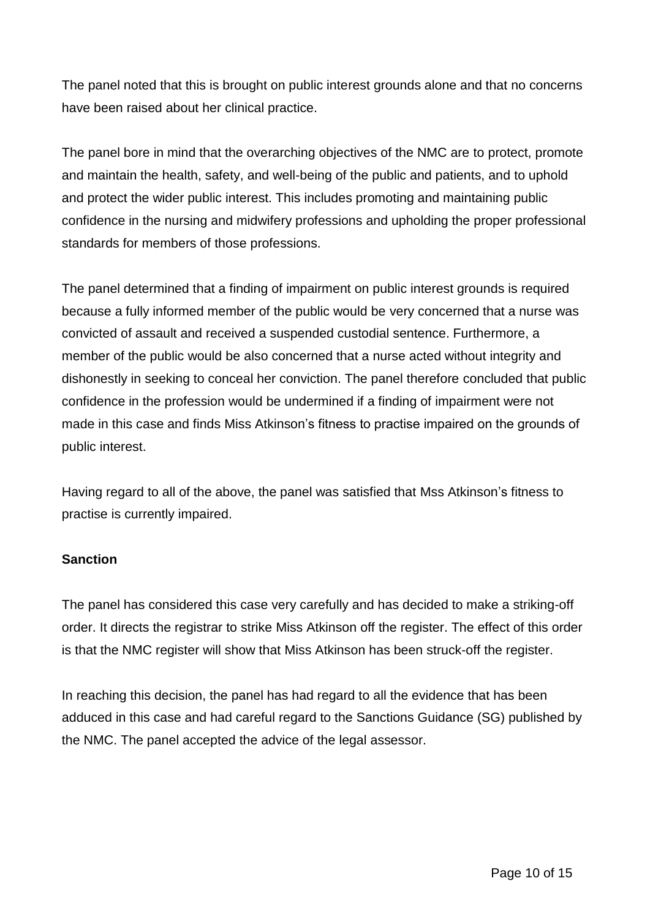The panel noted that this is brought on public interest grounds alone and that no concerns have been raised about her clinical practice.

The panel bore in mind that the overarching objectives of the NMC are to protect, promote and maintain the health, safety, and well-being of the public and patients, and to uphold and protect the wider public interest. This includes promoting and maintaining public confidence in the nursing and midwifery professions and upholding the proper professional standards for members of those professions.

The panel determined that a finding of impairment on public interest grounds is required because a fully informed member of the public would be very concerned that a nurse was convicted of assault and received a suspended custodial sentence. Furthermore, a member of the public would be also concerned that a nurse acted without integrity and dishonestly in seeking to conceal her conviction. The panel therefore concluded that public confidence in the profession would be undermined if a finding of impairment were not made in this case and finds Miss Atkinson's fitness to practise impaired on the grounds of public interest.

Having regard to all of the above, the panel was satisfied that Mss Atkinson's fitness to practise is currently impaired.

**Sanction**

The panel has considered this case very carefully and has decided to make a striking-off order. It directs the registrar to strike Miss Atkinson off the register. The effect of this order is that the NMC register will show that Miss Atkinson has been struck-off the register.

In reaching this decision, the panel has had regard to all the evidence that has been adduced in this case and had careful regard to the Sanctions Guidance (SG) published by the NMC. The panel accepted the advice of the legal assessor.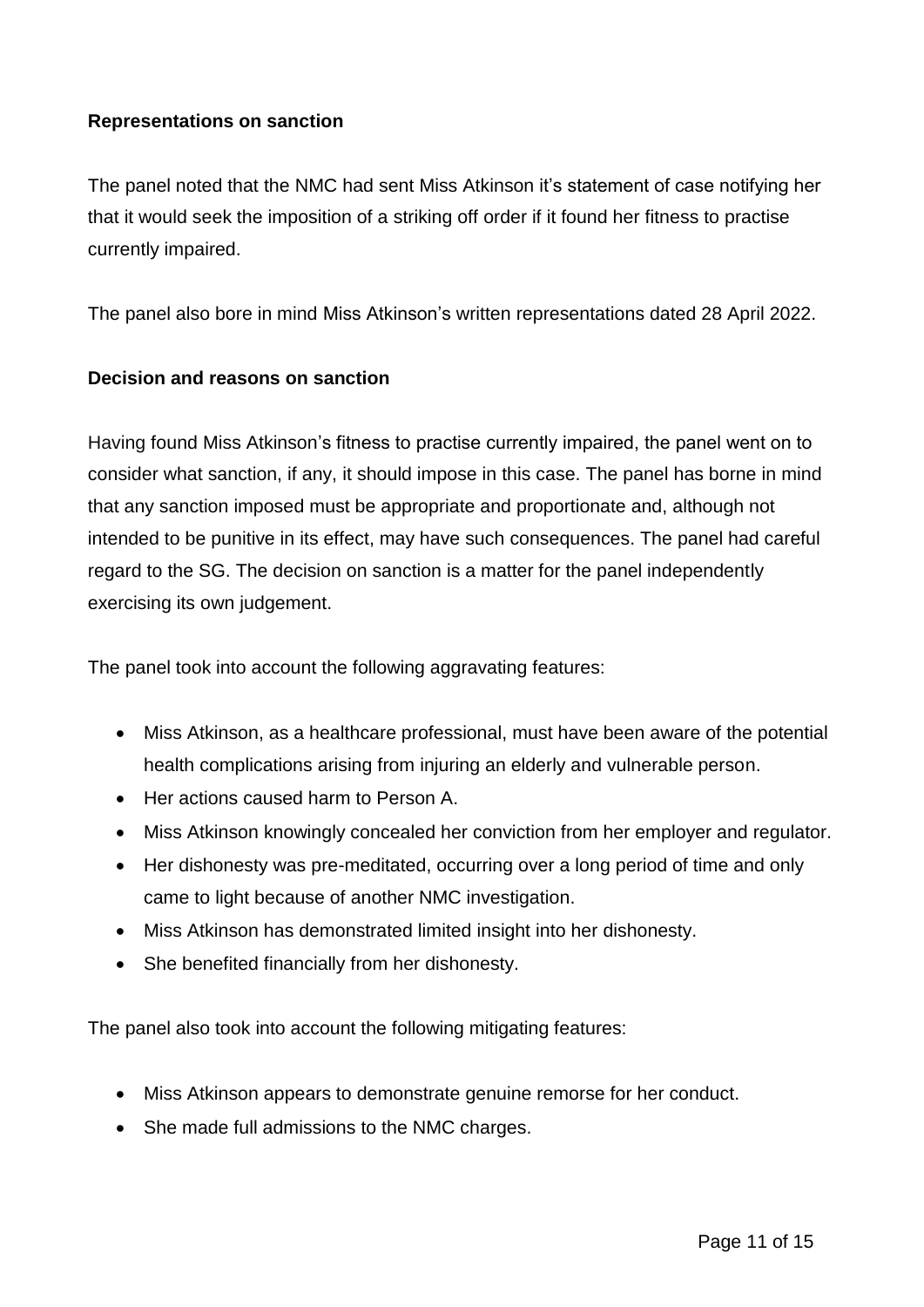**Representations on sanction**

The panel noted that the NMC had sent Miss Atkinson it's statement of case notifying her that it would seek the imposition of a striking off order if it found her fitness to practise currently impaired.

The panel also bore in mind Miss Atkinson's written representations dated 28 April 2022.

**Decision and reasons on sanction**

Having found Miss Atkinson's fitness to practise currently impaired, the panel went on to consider what sanction, if any, it should impose in this case. The panel has borne in mind that any sanction imposed must be appropriate and proportionate and, although not intended to be punitive in its effect, may have such consequences. The panel had careful regard to the SG. The decision on sanction is a matter for the panel independently exercising its own judgement.

The panel took into account the following aggravating features:

- Miss Atkinson, as a healthcare professional, must have been aware of the potential health complications arising from injuring an elderly and vulnerable person.
- Her actions caused harm to Person A.
- Miss Atkinson knowingly concealed her conviction from her employer and regulator.
- Her dishonesty was pre-meditated, occurring over a long period of time and only came to light because of another NMC investigation.
- Miss Atkinson has demonstrated limited insight into her dishonesty.
- She benefited financially from her dishonesty.

The panel also took into account the following mitigating features:

- Miss Atkinson appears to demonstrate genuine remorse for her conduct.
- She made full admissions to the NMC charges.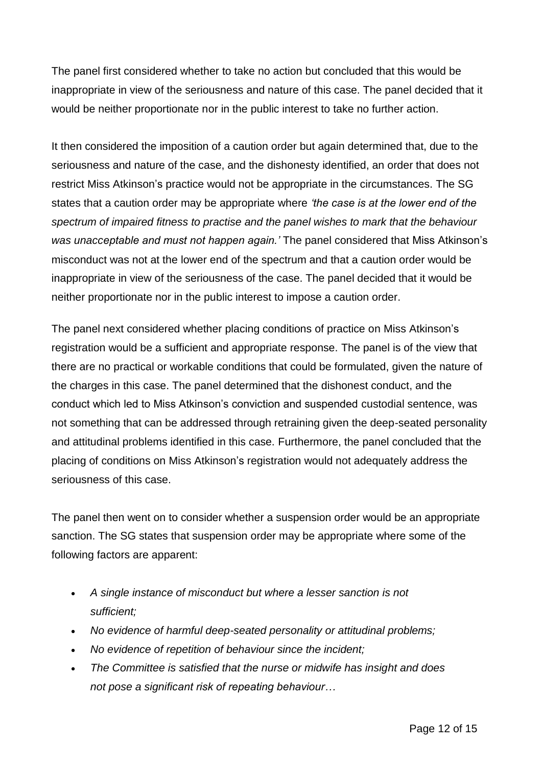The panel first considered whether to take no action but concluded that this would be inappropriate in view of the seriousness and nature of this case. The panel decided that it would be neither proportionate nor in the public interest to take no further action.

It then considered the imposition of a caution order but again determined that, due to the seriousness and nature of the case, and the dishonesty identified, an order that does not restrict Miss Atkinson's practice would not be appropriate in the circumstances. The SG states that a caution order may be appropriate where *'the case is at the lower end of the spectrum of impaired fitness to practise and the panel wishes to mark that the behaviour was unacceptable and must not happen again.'* The panel considered that Miss Atkinson's misconduct was not at the lower end of the spectrum and that a caution order would be inappropriate in view of the seriousness of the case. The panel decided that it would be neither proportionate nor in the public interest to impose a caution order.

The panel next considered whether placing conditions of practice on Miss Atkinson's registration would be a sufficient and appropriate response. The panel is of the view that there are no practical or workable conditions that could be formulated, given the nature of the charges in this case. The panel determined that the dishonest conduct, and the conduct which led to Miss Atkinson's conviction and suspended custodial sentence, was not something that can be addressed through retraining given the deep-seated personality and attitudinal problems identified in this case. Furthermore, the panel concluded that the placing of conditions on Miss Atkinson's registration would not adequately address the seriousness of this case.

The panel then went on to consider whether a suspension order would be an appropriate sanction. The SG states that suspension order may be appropriate where some of the following factors are apparent:

- *A single instance of misconduct but where a lesser sanction is not sufficient;*
- *No evidence of harmful deep-seated personality or attitudinal problems;*
- *No evidence of repetition of behaviour since the incident;*
- *The Committee is satisfied that the nurse or midwife has insight and does not pose a significant risk of repeating behaviour…*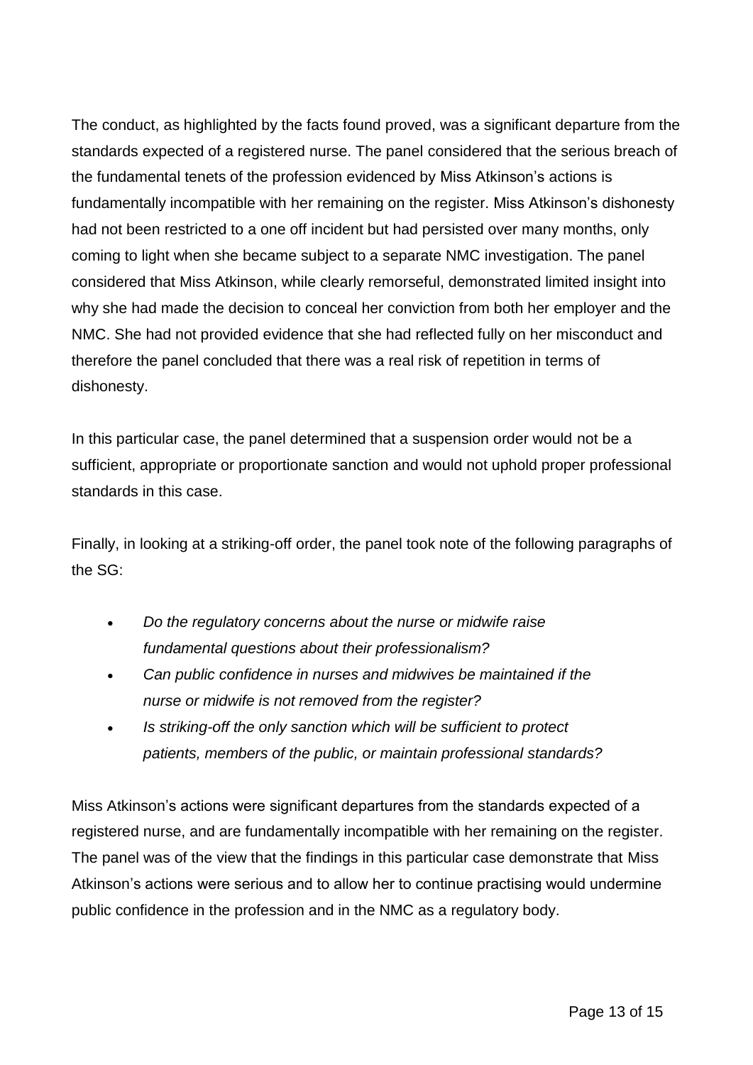The conduct, as highlighted by the facts found proved, was a significant departure from the standards expected of a registered nurse. The panel considered that the serious breach of the fundamental tenets of the profession evidenced by Miss Atkinson's actions is fundamentally incompatible with her remaining on the register. Miss Atkinson's dishonesty had not been restricted to a one off incident but had persisted over many months, only coming to light when she became subject to a separate NMC investigation. The panel considered that Miss Atkinson, while clearly remorseful, demonstrated limited insight into why she had made the decision to conceal her conviction from both her employer and the NMC. She had not provided evidence that she had reflected fully on her misconduct and therefore the panel concluded that there was a real risk of repetition in terms of dishonesty.

In this particular case, the panel determined that a suspension order would not be a sufficient, appropriate or proportionate sanction and would not uphold proper professional standards in this case.

Finally, in looking at a striking-off order, the panel took note of the following paragraphs of the SG:

- *Do the regulatory concerns about the nurse or midwife raise fundamental questions about their professionalism?*
- *Can public confidence in nurses and midwives be maintained if the nurse or midwife is not removed from the register?*
- *Is striking-off the only sanction which will be sufficient to protect patients, members of the public, or maintain professional standards?*

Miss Atkinson's actions were significant departures from the standards expected of a registered nurse, and are fundamentally incompatible with her remaining on the register. The panel was of the view that the findings in this particular case demonstrate that Miss Atkinson's actions were serious and to allow her to continue practising would undermine public confidence in the profession and in the NMC as a regulatory body.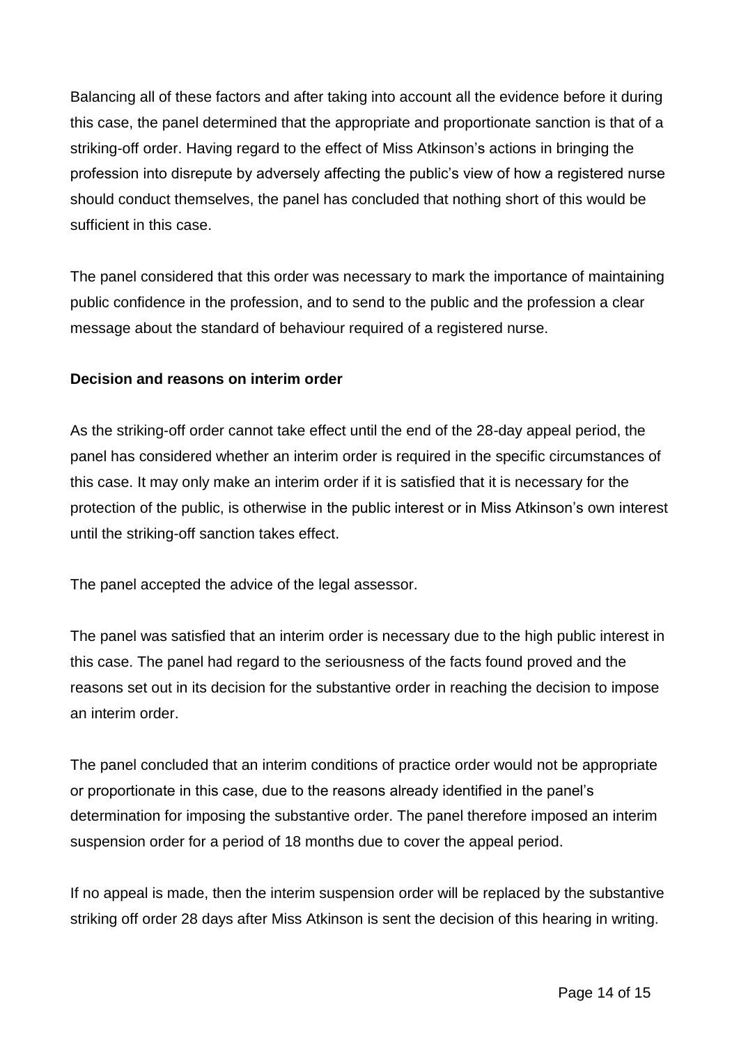Balancing all of these factors and after taking into account all the evidence before it during this case, the panel determined that the appropriate and proportionate sanction is that of a striking-off order. Having regard to the effect of Miss Atkinson's actions in bringing the profession into disrepute by adversely affecting the public's view of how a registered nurse should conduct themselves, the panel has concluded that nothing short of this would be sufficient in this case.

The panel considered that this order was necessary to mark the importance of maintaining public confidence in the profession, and to send to the public and the profession a clear message about the standard of behaviour required of a registered nurse.

**Decision and reasons on interim order**

As the striking-off order cannot take effect until the end of the 28-day appeal period, the panel has considered whether an interim order is required in the specific circumstances of this case. It may only make an interim order if it is satisfied that it is necessary for the protection of the public, is otherwise in the public interest or in Miss Atkinson's own interest until the striking-off sanction takes effect.

The panel accepted the advice of the legal assessor.

The panel was satisfied that an interim order is necessary due to the high public interest in this case. The panel had regard to the seriousness of the facts found proved and the reasons set out in its decision for the substantive order in reaching the decision to impose an interim order.

The panel concluded that an interim conditions of practice order would not be appropriate or proportionate in this case, due to the reasons already identified in the panel's determination for imposing the substantive order. The panel therefore imposed an interim suspension order for a period of 18 months due to cover the appeal period.

If no appeal is made, then the interim suspension order will be replaced by the substantive striking off order 28 days after Miss Atkinson is sent the decision of this hearing in writing.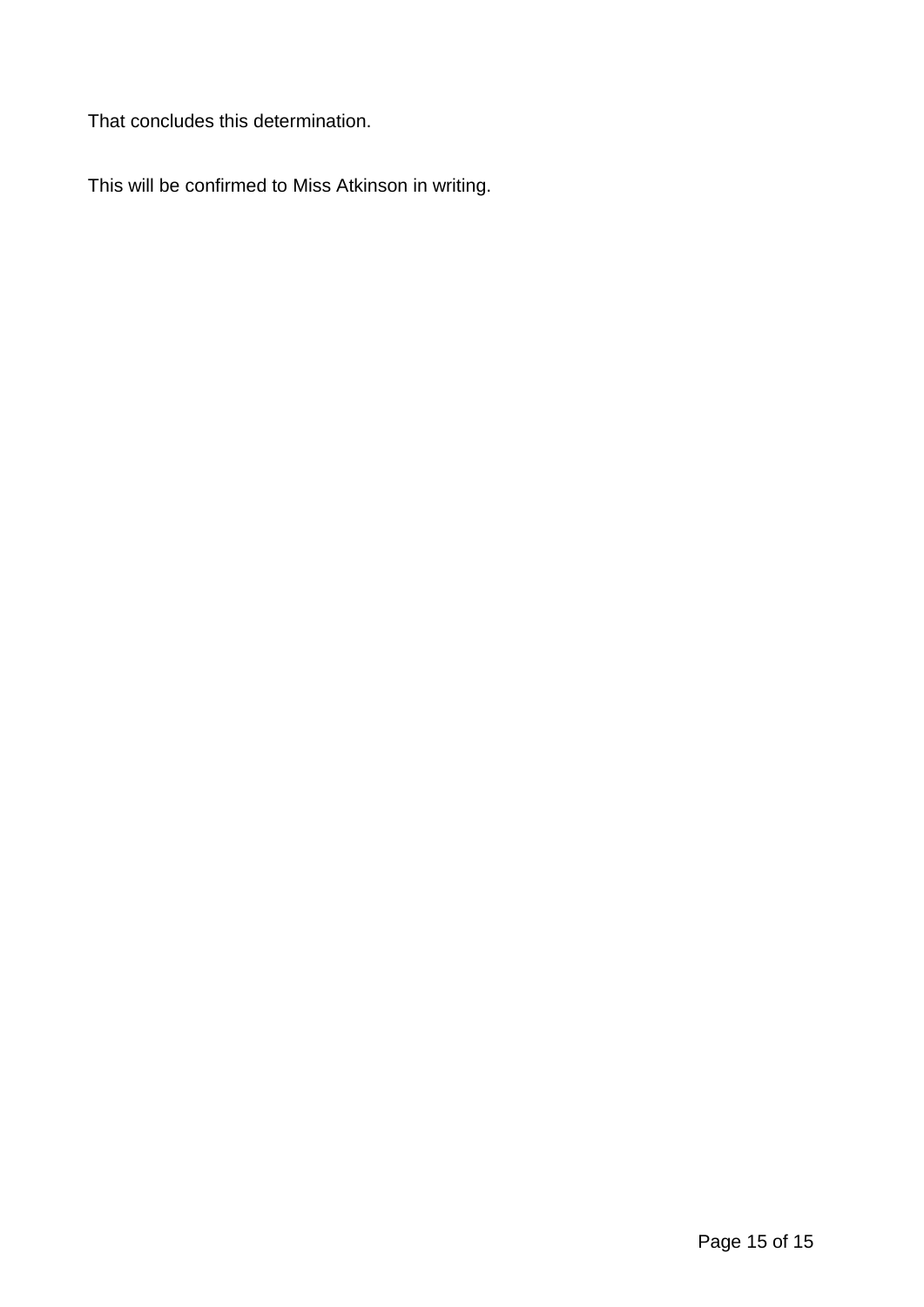That concludes this determination.

This will be confirmed to Miss Atkinson in writing.